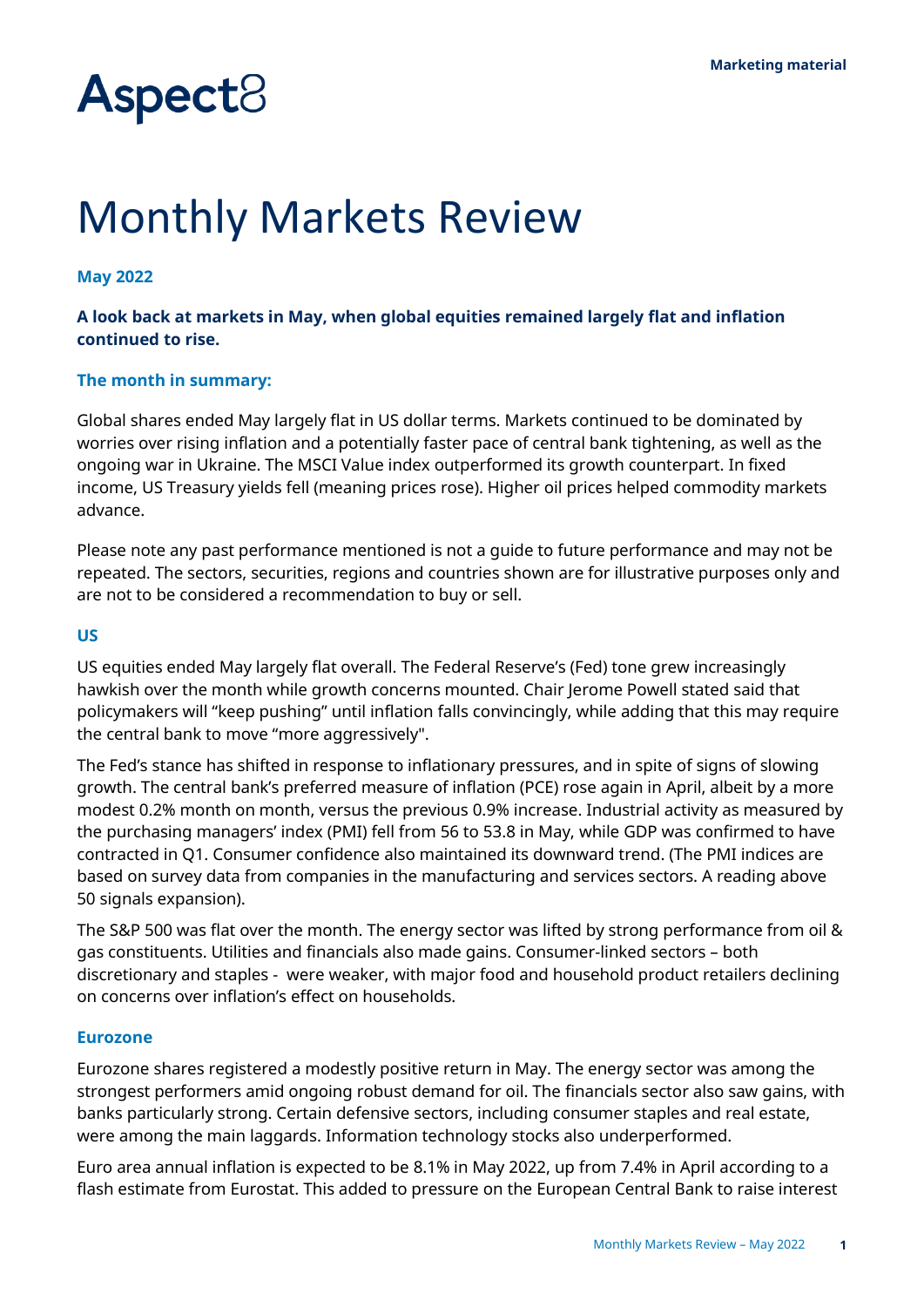Marketing material

Aspect8

# Monthly Markets Review

**May 2022**

**A look back at markets in May, when global equities remained largely flat and inflation continued to rise.**

## The month in summary:

Global shares ended May largely flat in US dollar terms. Markets continued to be dominated by worries over rising inflation and a potentially faster pace of central bank tightening, as well as the ongoing war in Ukraine. The MSCI Value index outperformed its growth counterpart. In fixed income, US Treasury yields fell (meaning prices rose). Higher oil prices helped commodity markets advance.

Please note any past performance mentioned is not a guide to future performance and may not be repeated. The sectors, securities, regions and countries shown are for illustrative purposes only and are not to be considered a recommendation to buy or sell.

## US

US equities ended May largely flat overall. The Federal Reserve's (Fed) tone grew increasingly hawkish over the month while growth concerns mounted. Chair Jerome Powell stated said that policymakers will "keep pushing" until inflation falls convincingly, while adding that this may require the central bank to move "more aggressively".

The Fed's stance has shifted in response to inflationary pressures, and in spite of signs of slowing growth. The central bank's preferred measure of inflation (PCE) rose again in April, albeit by a more modest 0.2% month on month, versus the previous 0.9% increase. Industrial activity as measured by the purchasing managers' index (PMI) fell from 56 to 53.8 in May, while GDP was confirmed to have contracted in Q1. Consumer confidence also maintained its downward trend. (The PMI indices are based on survey data from companies in the manufacturing and services sectors. A reading above 50 signals expansion).

The S&P 500 was flat over the month. The energy sector was lifted by strong performance from oil & gas constituents. Utilities and financials also made gains. Consumer-linked sectors – both discretionary and staples - were weaker, with major food and household product retailers declining on concerns over inflation's effect on households.

## Eurozone

Eurozone shares registered a modestly positive return in May. The energy sector was among the strongest performers amid ongoing robust demand for oil. The financials sector also saw gains, with banks particularly strong. Certain defensive sectors, including consumer staples and real estate, were among the main laggards. Information technology stocks also underperformed.

Euro area annual inflation is expected to be 8.1% in May 2022, up from 7.4% in April according to a flash estimate from Eurostat. This added to pressure on the European Central Bank to raise interest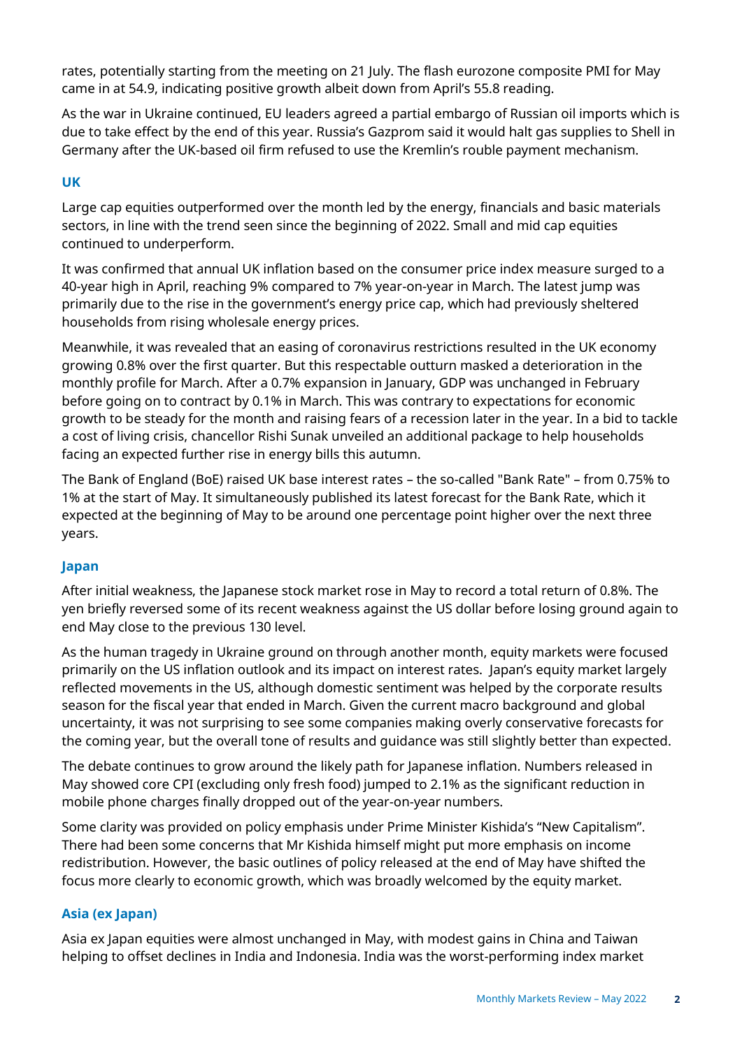rates, potentially starting from the meeting on 21 July. The flash eurozone composite PMI for May came in at 54.9, indicating positive growth albeit down from April's 55.8 reading.

As the war in Ukraine continued, EU leaders agreed a partial embargo of Russian oil imports which is due to take effect by the end of this year. Russia's Gazprom said it would halt gas supplies to Shell in Germany after the UK-based oil firm refused to use the Kremlin's rouble payment mechanism.

### UK

Large cap equities outperformed over the month led by the energy, financials and basic materials sectors, in line with the trend seen since the beginning of 2022. Small and mid cap equities continued to underperform.

It was confirmed that annual UK inflation based on the consumer price index measure surged to a 40-year high in April, reaching 9% compared to 7% year-on-year in March. The latest jump was primarily due to the rise in the government's energy price cap, which had previously sheltered households from rising wholesale energy prices.

Meanwhile, it was revealed that an easing of coronavirus restrictions resulted in the UK economy growing 0.8% over the first quarter. But this respectable outturn masked a deterioration in the monthly profile for March. After a 0.7% expansion in January, GDP was unchanged in February before going on to contract by 0.1% in March. This was contrary to expectations for economic growth to be steady for the month and raising fears of a recession later in the year. In a bid to tackle a cost of living crisis, chancellor Rishi Sunak unveiled an additional package to help households facing an expected further rise in energy bills this autumn.

The Bank of England (BoE) raised UK base interest rates – the so-called "Bank Rate" – from 0.75% to 1% at the start of May. It simultaneously published its latest forecast for the Bank Rate, which it expected at the beginning of May to be around one percentage point higher over the next three years.

### Japan

After initial weakness, the Japanese stock market rose in May to record a total return of 0.8%. The yen briefly reversed some of its recent weakness against the US dollar before losing ground again to end May close to the previous 130 level.

As the human tragedy in Ukraine ground on through another month, equity markets were focused primarily on the US inflation outlook and its impact on interest rates. Japan's equity market largely reflected movements in the US, although domestic sentiment was helped by the corporate results season for the fiscal year that ended in March. Given the current macro background and global uncertainty, it was not surprising to see some companies making overly conservative forecasts for the coming year, but the overall tone of results and guidance was still slightly better than expected.

The debate continues to grow around the likely path for Japanese inflation. Numbers released in May showed core CPI (excluding only fresh food) jumped to 2.1% as the significant reduction in mobile phone charges finally dropped out of the year-on-year numbers.

Some clarity was provided on policy emphasis under Prime Minister Kishida's "New Capitalism". There had been some concerns that Mr Kishida himself might put more emphasis on income redistribution. However, the basic outlines of policy released at the end of May have shifted the focus more clearly to economic growth, which was broadly welcomed by the equity market.

### Asia (ex Japan)

Asia ex Japan equities were almost unchanged in May, with modest gains in China and Taiwan helping to offset declines in India and Indonesia. India was the worst-performing index market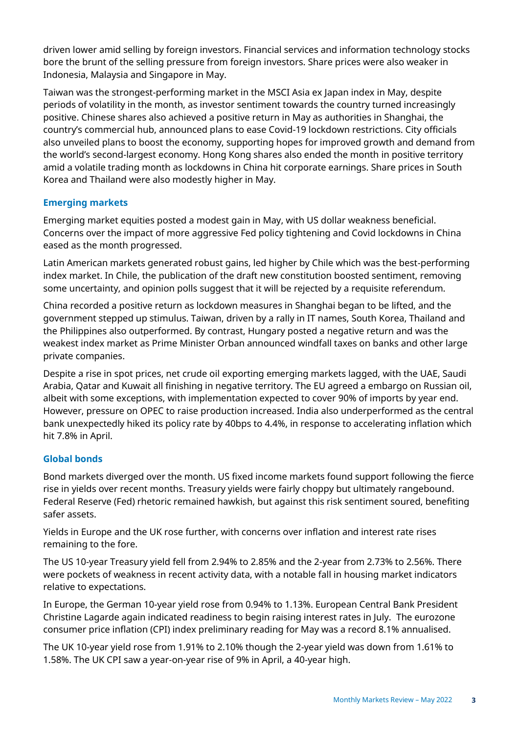driven lower amid selling by foreign investors. Financial services and information technology stocks bore the brunt of the selling pressure from foreign investors. Share prices were also weaker in Indonesia, Malaysia and Singapore in May.

Taiwan was the strongest-performing market in the MSCI Asia ex Japan index in May, despite periods of volatility in the month, as investor sentiment towards the country turned increasingly positive. Chinese shares also achieved a positive return in May as authorities in Shanghai, the country's commercial hub, announced plans to ease Covid-19 lockdown restrictions. City officials also unveiled plans to boost the economy, supporting hopes for improved growth and demand from the world's second-largest economy. Hong Kong shares also ended the month in positive territory amid a volatile trading month as lockdowns in China hit corporate earnings. Share prices in South Korea and Thailand were also modestly higher in May.

### Emerging markets

Emerging market equities posted a modest gain in May, with US dollar weakness beneficial. Concerns over the impact of more aggressive Fed policy tightening and Covid lockdowns in China eased as the month progressed.

Latin American markets generated robust gains, led higher by Chile which was the best-performing index market. In Chile, the publication of the draft new constitution boosted sentiment, removing some uncertainty, and opinion polls suggest that it will be rejected by a requisite referendum.

China recorded a positive return as lockdown measures in Shanghai began to be lifted, and the government stepped up stimulus. Taiwan, driven by a rally in IT names, South Korea, Thailand and the Philippines also outperformed. By contrast, Hungary posted a negative return and was the weakest index market as Prime Minister Orban announced windfall taxes on banks and other large private companies.

Despite a rise in spot prices, net crude oil exporting emerging markets lagged, with the UAE, Saudi Arabia, Qatar and Kuwait all finishing in negative territory. The EU agreed a embargo on Russian oil, albeit with some exceptions, with implementation expected to cover 90% of imports by year end. However, pressure on OPEC to raise production increased. India also underperformed as the central bank unexpectedly hiked its policy rate by 40bps to 4.4%, in response to accelerating inflation which hit 7.8% in April.

### Global bonds

Bond markets diverged over the month. US fixed income markets found support following the fierce rise in yields over recent months. Treasury yields were fairly choppy but ultimately rangebound. Federal Reserve (Fed) rhetoric remained hawkish, but against this risk sentiment soured, benefiting safer assets.

Yields in Europe and the UK rose further, with concerns over inflation and interest rate rises remaining to the fore.

The US 10-year Treasury yield fell from 2.94% to 2.85% and the 2-year from 2.73% to 2.56%. There were pockets of weakness in recent activity data, with a notable fall in housing market indicators relative to expectations.

In Europe, the German 10-year yield rose from 0.94% to 1.13%. European Central Bank President Christine Lagarde again indicated readiness to begin raising interest rates in July. The eurozone consumer price inflation (CPI) index preliminary reading for May was a record 8.1% annualised.

The UK 10-year yield rose from 1.91% to 2.10% though the 2-year yield was down from 1.61% to 1.58%. The UK CPI saw a year-on-year rise of 9% in April, a 40-year high.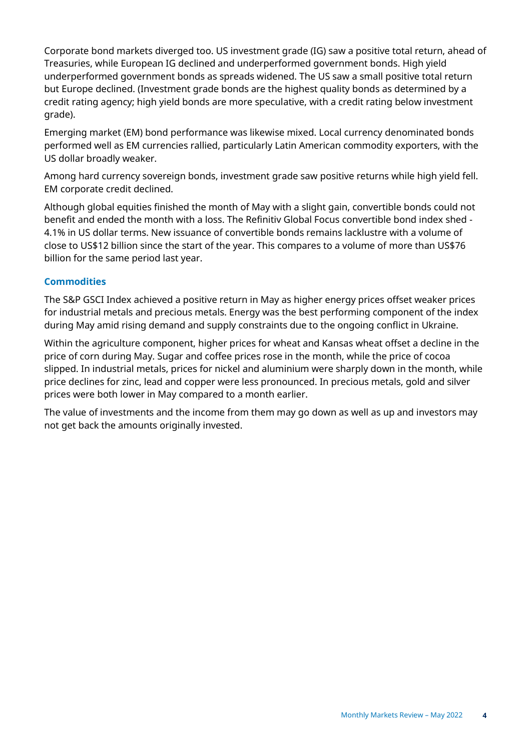Corporate bond markets diverged too. US investment grade (IG) saw a positive total return, ahead of Treasuries, while European IG declined and underperformed government bonds. High yield underperformed government bonds as spreads widened. The US saw a small positive total return but Europe declined. (Investment grade bonds are the highest quality bonds as determined by a credit rating agency; high yield bonds are more speculative, with a credit rating below investment grade).

Emerging market (EM) bond performance was likewise mixed. Local currency denominated bonds performed well as EM currencies rallied, particularly Latin American commodity exporters, with the US dollar broadly weaker.

Among hard currency sovereign bonds, investment grade saw positive returns while high yield fell. EM corporate credit declined.

Although global equities finished the month of May with a slight gain, convertible bonds could not benefit and ended the month with a loss. The Refinitiv Global Focus convertible bond index shed -4.1% in US dollar terms. New issuance of convertible bonds remains lacklustre with a volume of close to US$12 billion since the start of the year. This compares to a volume of more than US$76 billion for the same period last year.

## Commodities

The S&P GSCI Index achieved a positive return in May as higher energy prices offset weaker prices for industrial metals and precious metals. Energy was the best performing component of the index during May amid rising demand and supply constraints due to the ongoing conflict in Ukraine.

Within the agriculture component, higher prices for wheat and Kansas wheat offset a decline in the price of corn during May. Sugar and coffee prices rose in the month, while the price of cocoa slipped. In industrial metals, prices for nickel and aluminium were sharply down in the month, while price declines for zinc, lead and copper were less pronounced. In precious metals, gold and silver prices were both lower in May compared to a month earlier.

The value of investments and the income from them may go down as well as up and investors may not get back the amounts originally invested.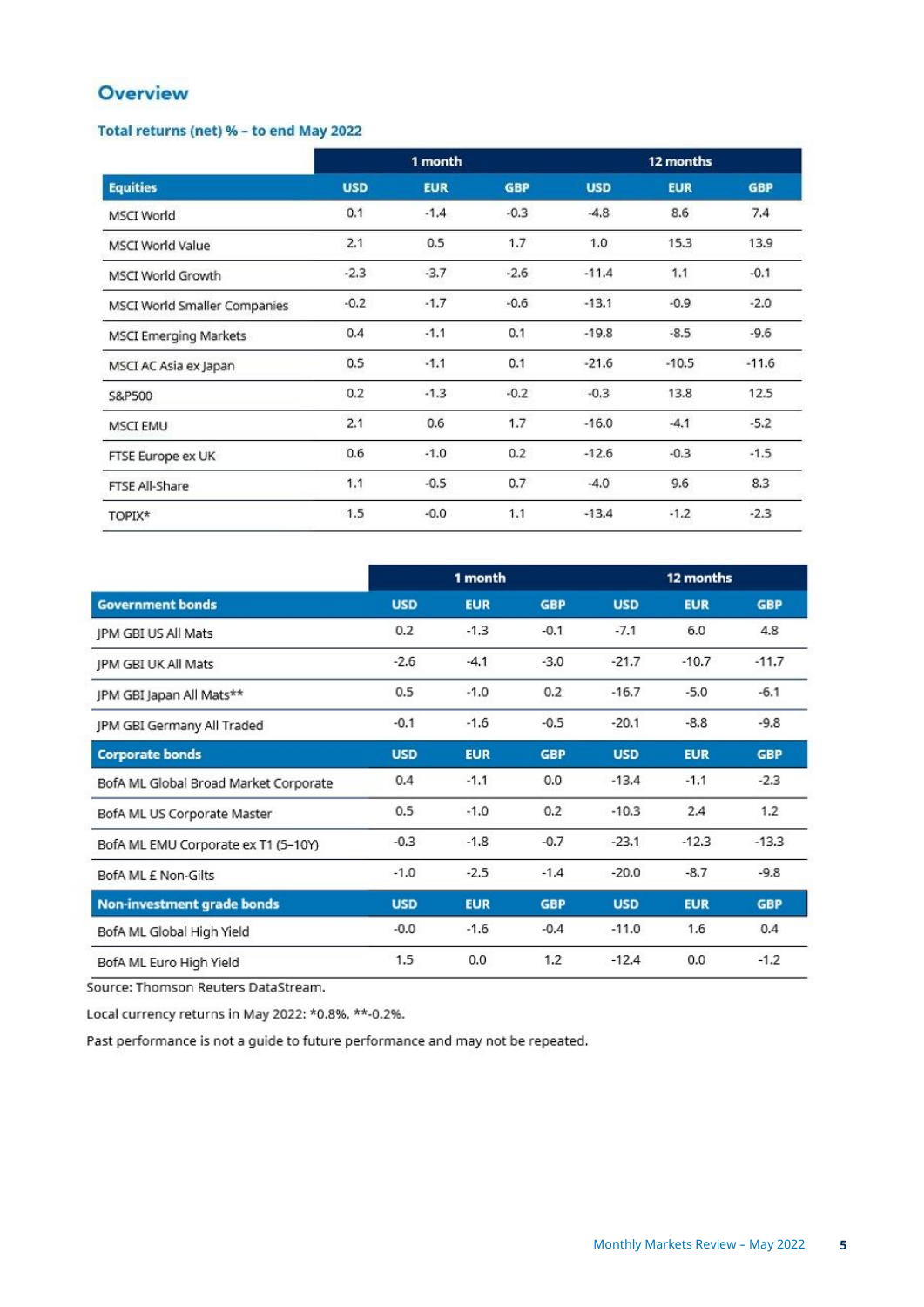## Overview

### Total returns (net) % – to end May 2022

| | 1 month | | | 12 months | | |
|---|---|---|---|---|---|---|
| **Equities** | **USD** | **EUR** | **GBP** | **USD** | **EUR** | **GBP** |
| MSCI World | 0.1 | -1.4 | -0.3 | -4.8 | 8.6 | 7.4 |
| MSCI World Value | 2.1 | 0.5 | 1.7 | 1.0 | 15.3 | 13.9 |
| MSCI World Growth | -2.3 | -3.7 | -2.6 | -11.4 | 1.1 | -0.1 |
| MSCI World Smaller Companies | -0.2 | -1.7 | -0.6 | -13.1 | -0.9 | -2.0 |
| MSCI Emerging Markets | 0.4 | -1.1 | 0.1 | -19.8 | -8.5 | -9.6 |
| MSCI AC Asia ex Japan | 0.5 | -1.1 | 0.1 | -21.6 | -10.5 | -11.6 |
| S&P500 | 0.2 | -1.3 | -0.2 | -0.3 | 13.8 | 12.5 |
| MSCI EMU | 2.1 | 0.6 | 1.7 | -16.0 | -4.1 | -5.2 |
| FTSE Europe ex UK | 0.6 | -1.0 | 0.2 | -12.6 | -0.3 | -1.5 |
| FTSE All-Share | 1.1 | -0.5 | 0.7 | -4.0 | 9.6 | 8.3 |
| TOPIX* | 1.5 | -0.0 | 1.1 | -13.4 | -1.2 | -2.3 |

| | 1 month | | | 12 months | | |
|---|---|---|---|---|---|---|
| **Government bonds** | **USD** | **EUR** | **GBP** | **USD** | **EUR** | **GBP** |
| JPM GBI US All Mats | 0.2 | -1.3 | -0.1 | -7.1 | 6.0 | 4.8 |
| JPM GBI UK All Mats | -2.6 | -4.1 | -3.0 | -21.7 | -10.7 | -11.7 |
| JPM GBI Japan All Mats** | 0.5 | -1.0 | 0.2 | -16.7 | -5.0 | -6.1 |
| JPM GBI Germany All Traded | -0.1 | -1.6 | -0.5 | -20.1 | -8.8 | -9.8 |
| **Corporate bonds** | **USD** | **EUR** | **GBP** | **USD** | **EUR** | **GBP** |
| BofA ML Global Broad Market Corporate | 0.4 | -1.1 | 0.0 | -13.4 | -1.1 | -2.3 |
| BofA ML US Corporate Master | 0.5 | -1.0 | 0.2 | -10.3 | 2.4 | 1.2 |
| BofA ML EMU Corporate ex T1 (5–10Y) | -0.3 | -1.8 | -0.7 | -23.1 | -12.3 | -13.3 |
| BofA ML £ Non-Gilts | -1.0 | -2.5 | -1.4 | -20.0 | -8.7 | -9.8 |
| **Non-investment grade bonds** | **USD** | **EUR** | **GBP** | **USD** | **EUR** | **GBP** |
| BofA ML Global High Yield | -0.0 | -1.6 | -0.4 | -11.0 | 1.6 | 0.4 |
| BofA ML Euro High Yield | 1.5 | 0.0 | 1.2 | -12.4 | 0.0 | -1.2 |

Source: Thomson Reuters DataStream.

Local currency returns in May 2022: *0.8%, **-0.2%.

Past performance is not a guide to future performance and may not be repeated.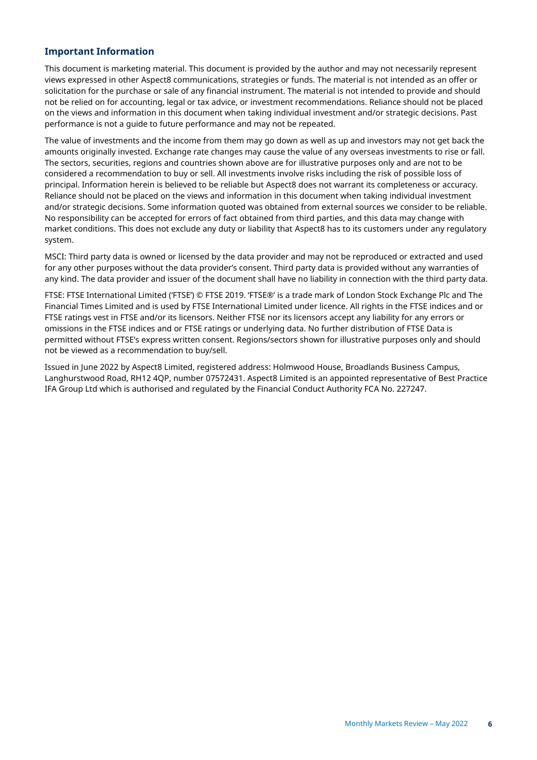## Important Information

This document is marketing material. This document is provided by the author and may not necessarily represent views expressed in other Aspect8 communications, strategies or funds. The material is not intended as an offer or solicitation for the purchase or sale of any financial instrument. The material is not intended to provide and should not be relied on for accounting, legal or tax advice, or investment recommendations. Reliance should not be placed on the views and information in this document when taking individual investment and/or strategic decisions. Past performance is not a guide to future performance and may not be repeated.

The value of investments and the income from them may go down as well as up and investors may not get back the amounts originally invested. Exchange rate changes may cause the value of any overseas investments to rise or fall. The sectors, securities, regions and countries shown above are for illustrative purposes only and are not to be considered a recommendation to buy or sell. All investments involve risks including the risk of possible loss of principal. Information herein is believed to be reliable but Aspect8 does not warrant its completeness or accuracy. Reliance should not be placed on the views and information in this document when taking individual investment and/or strategic decisions. Some information quoted was obtained from external sources we consider to be reliable. No responsibility can be accepted for errors of fact obtained from third parties, and this data may change with market conditions. This does not exclude any duty or liability that Aspect8 has to its customers under any regulatory system.

MSCI: Third party data is owned or licensed by the data provider and may not be reproduced or extracted and used for any other purposes without the data provider's consent. Third party data is provided without any warranties of any kind. The data provider and issuer of the document shall have no liability in connection with the third party data.

FTSE: FTSE International Limited ('FTSE') © FTSE 2019. 'FTSE®' is a trade mark of London Stock Exchange Plc and The Financial Times Limited and is used by FTSE International Limited under licence. All rights in the FTSE indices and or FTSE ratings vest in FTSE and/or its licensors. Neither FTSE nor its licensors accept any liability for any errors or omissions in the FTSE indices and or FTSE ratings or underlying data. No further distribution of FTSE Data is permitted without FTSE's express written consent. Regions/sectors shown for illustrative purposes only and should not be viewed as a recommendation to buy/sell.

Issued in June 2022 by Aspect8 Limited, registered address: Holmwood House, Broadlands Business Campus, Langhurstwood Road, RH12 4QP, number 07572431. Aspect8 Limited is an appointed representative of Best Practice IFA Group Ltd which is authorised and regulated by the Financial Conduct Authority FCA No. 227247.